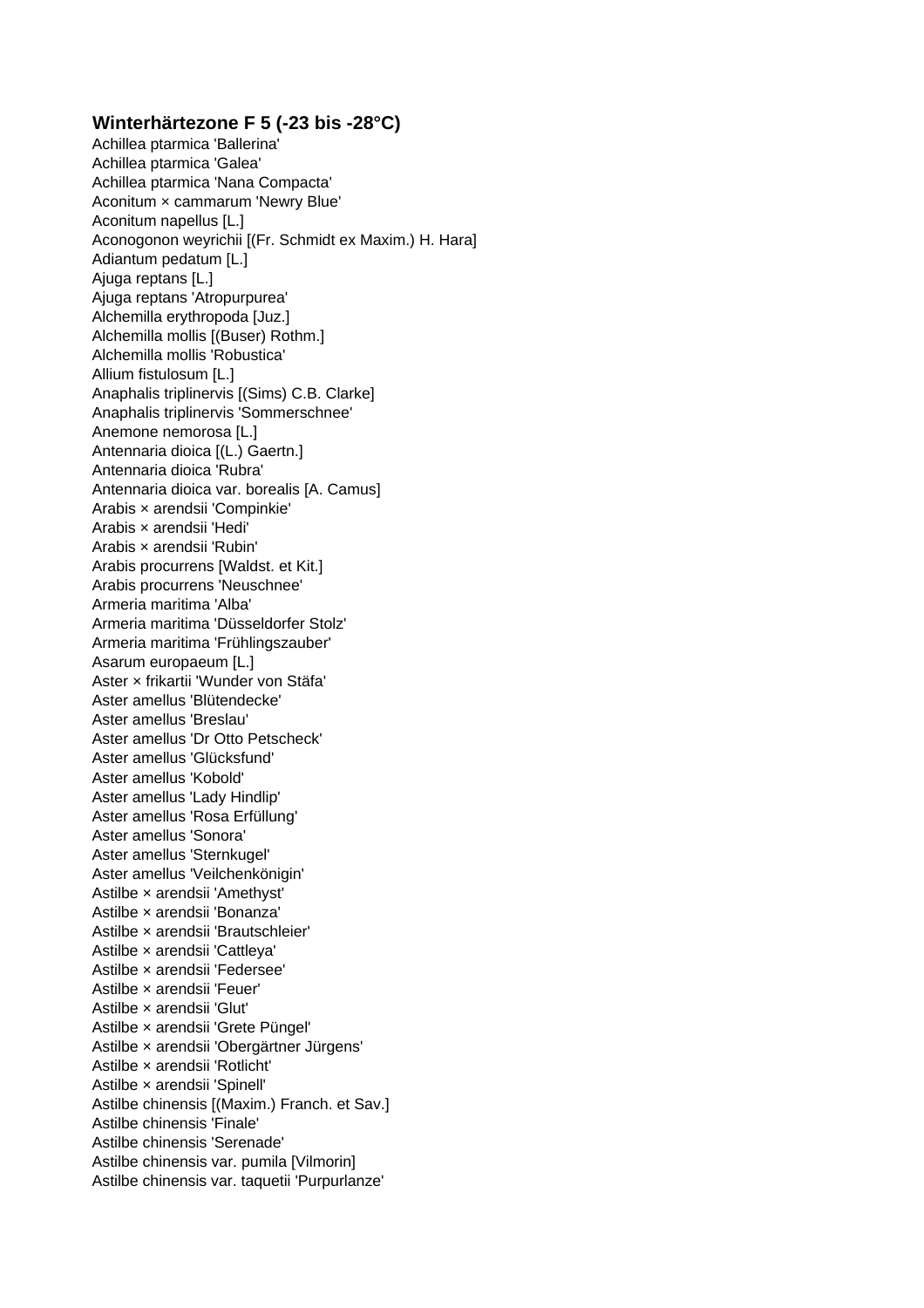## Winterhärtezone F 5 (-23 bis -28°C)

Achillea ptarmica 'Ballerina'
Achillea ptarmica 'Galea'
Achillea ptarmica 'Nana Compacta'
Aconitum × cammarum 'Newry Blue'
Aconitum napellus [L.]
Aconogonon weyrichii [(Fr. Schmidt ex Maxim.) H. Hara]
Adiantum pedatum [L.]
Ajuga reptans [L.]
Ajuga reptans 'Atropurpurea'
Alchemilla erythropoda [Juz.]
Alchemilla mollis [(Buser) Rothm.]
Alchemilla mollis 'Robustica'
Allium fistulosum [L.]
Anaphalis triplinervis [(Sims) C.B. Clarke]
Anaphalis triplinervis 'Sommerschnee'
Anemone nemorosa [L.]
Antennaria dioica [(L.) Gaertn.]
Antennaria dioica 'Rubra'
Antennaria dioica var. borealis [A. Camus]
Arabis × arendsii 'Compinkie'
Arabis × arendsii 'Hedi'
Arabis × arendsii 'Rubin'
Arabis procurrens [Waldst. et Kit.]
Arabis procurrens 'Neuschnee'
Armeria maritima 'Alba'
Armeria maritima 'Düsseldorfer Stolz'
Armeria maritima 'Frühlingszauber'
Asarum europaeum [L.]
Aster × frikartii 'Wunder von Stäfa'
Aster amellus 'Blütendecke'
Aster amellus 'Breslau'
Aster amellus 'Dr Otto Petscheck'
Aster amellus 'Glücksfund'
Aster amellus 'Kobold'
Aster amellus 'Lady Hindlip'
Aster amellus 'Rosa Erfüllung'
Aster amellus 'Sonora'
Aster amellus 'Sternkugel'
Aster amellus 'Veilchenkönigin'
Astilbe × arendsii 'Amethyst'
Astilbe × arendsii 'Bonanza'
Astilbe × arendsii 'Brautschleier'
Astilbe × arendsii 'Cattleya'
Astilbe × arendsii 'Federsee'
Astilbe × arendsii 'Feuer'
Astilbe × arendsii 'Glut'
Astilbe × arendsii 'Grete Püngel'
Astilbe × arendsii 'Obergärtner Jürgens'
Astilbe × arendsii 'Rotlicht'
Astilbe × arendsii 'Spinell'
Astilbe chinensis [(Maxim.) Franch. et Sav.]
Astilbe chinensis 'Finale'
Astilbe chinensis 'Serenade'
Astilbe chinensis var. pumila [Vilmorin]
Astilbe chinensis var. taquetii 'Purpurlanze'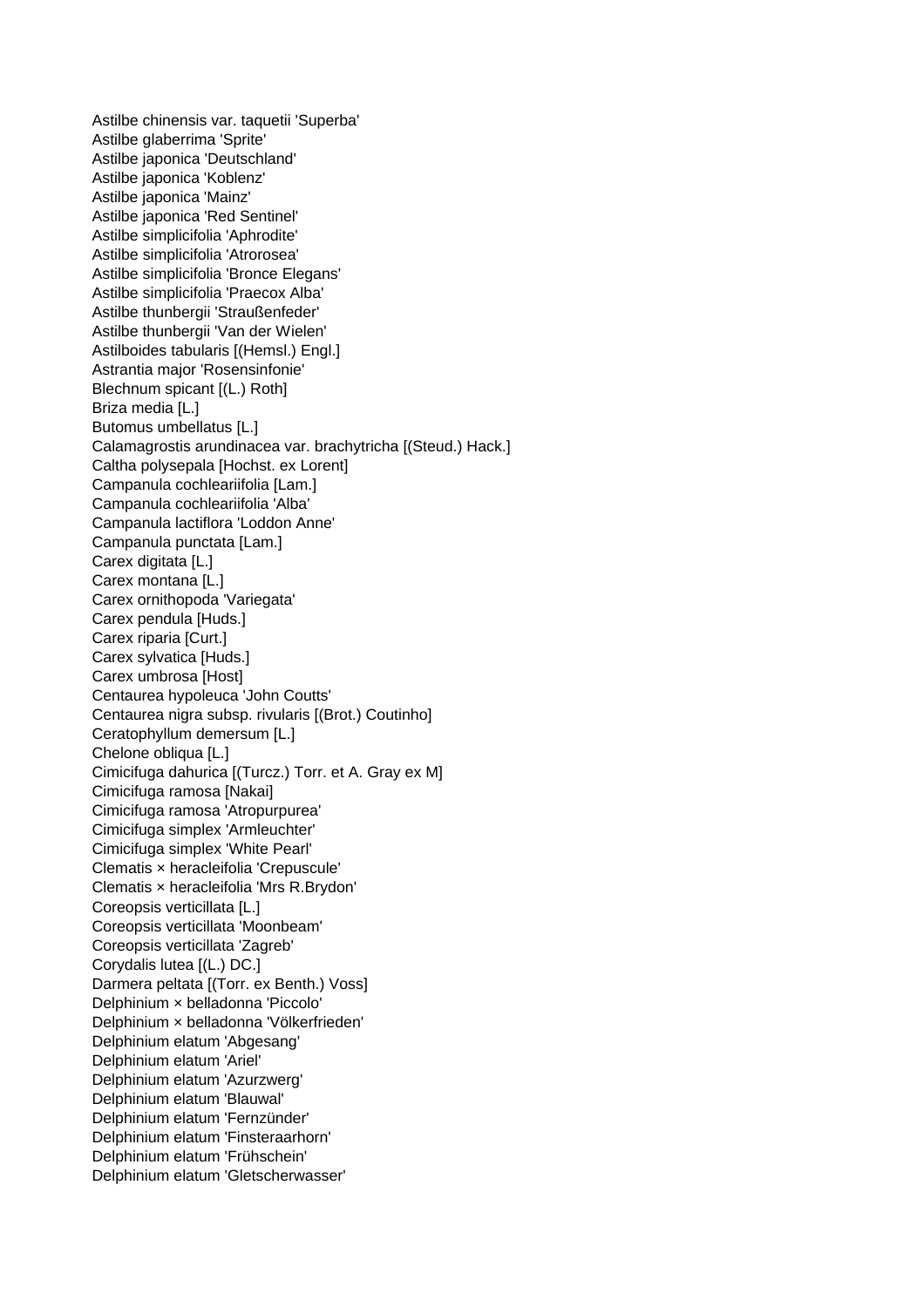Astilbe chinensis var. taquetii 'Superba'
Astilbe glaberrima 'Sprite'
Astilbe japonica 'Deutschland'
Astilbe japonica 'Koblenz'
Astilbe japonica 'Mainz'
Astilbe japonica 'Red Sentinel'
Astilbe simplicifolia 'Aphrodite'
Astilbe simplicifolia 'Atrorosea'
Astilbe simplicifolia 'Bronce Elegans'
Astilbe simplicifolia 'Praecox Alba'
Astilbe thunbergii 'Straußenfeder'
Astilbe thunbergii 'Van der Wielen'
Astilboides tabularis [(Hemsl.) Engl.]
Astrantia major 'Rosensinfonie'
Blechnum spicant [(L.) Roth]
Briza media [L.]
Butomus umbellatus [L.]
Calamagrostis arundinacea var. brachytricha [(Steud.) Hack.]
Caltha polysepala [Hochst. ex Lorent]
Campanula cochleariifolia [Lam.]
Campanula cochleariifolia 'Alba'
Campanula lactiflora 'Loddon Anne'
Campanula punctata [Lam.]
Carex digitata [L.]
Carex montana [L.]
Carex ornithopoda 'Variegata'
Carex pendula [Huds.]
Carex riparia [Curt.]
Carex sylvatica [Huds.]
Carex umbrosa [Host]
Centaurea hypoleuca 'John Coutts'
Centaurea nigra subsp. rivularis [(Brot.) Coutinho]
Ceratophyllum demersum [L.]
Chelone obliqua [L.]
Cimicifuga dahurica [(Turcz.) Torr. et A. Gray ex M]
Cimicifuga ramosa [Nakai]
Cimicifuga ramosa 'Atropurpurea'
Cimicifuga simplex 'Armleuchter'
Cimicifuga simplex 'White Pearl'
Clematis × heracleifolia 'Crepuscule'
Clematis × heracleifolia 'Mrs R.Brydon'
Coreopsis verticillata [L.]
Coreopsis verticillata 'Moonbeam'
Coreopsis verticillata 'Zagreb'
Corydalis lutea [(L.) DC.]
Darmera peltata [(Torr. ex Benth.) Voss]
Delphinium × belladonna 'Piccolo'
Delphinium × belladonna 'Völkerfrieden'
Delphinium elatum 'Abgesang'
Delphinium elatum 'Ariel'
Delphinium elatum 'Azurzwerg'
Delphinium elatum 'Blauwal'
Delphinium elatum 'Fernzünder'
Delphinium elatum 'Finsteraarhorn'
Delphinium elatum 'Frühschein'
Delphinium elatum 'Gletscherwasser'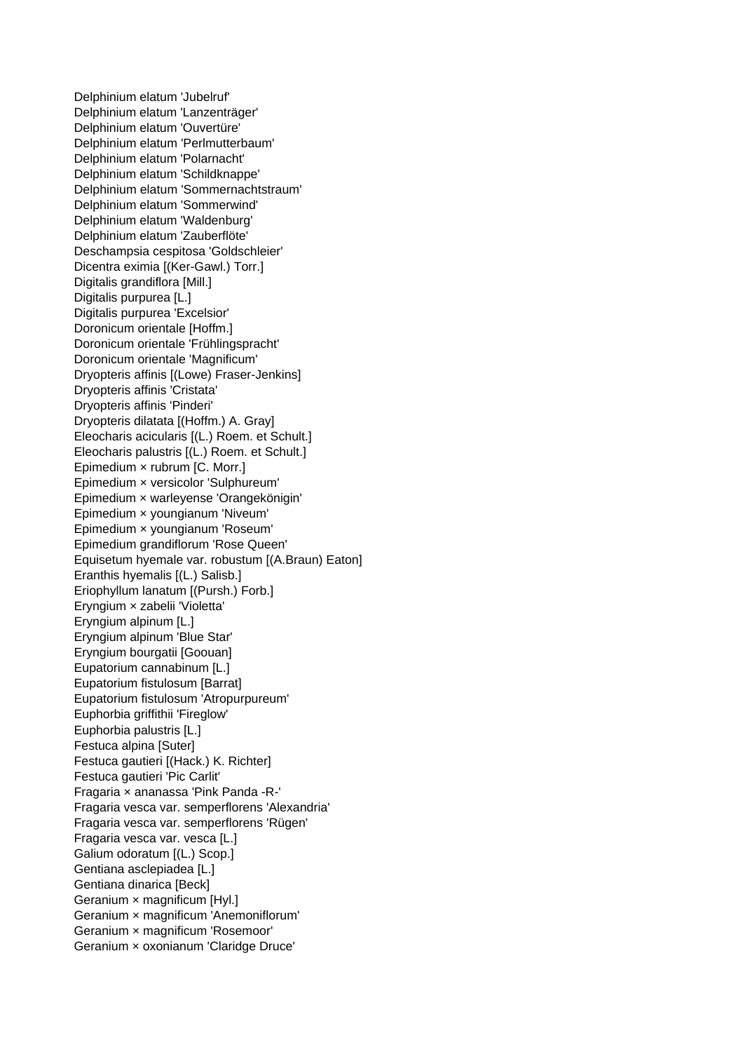Delphinium elatum 'Jubelruf'
Delphinium elatum 'Lanzenträger'
Delphinium elatum 'Ouvertüre'
Delphinium elatum 'Perlmutterbaum'
Delphinium elatum 'Polarnacht'
Delphinium elatum 'Schildknappe'
Delphinium elatum 'Sommernachtstraum'
Delphinium elatum 'Sommerwind'
Delphinium elatum 'Waldenburg'
Delphinium elatum 'Zauberflöte'
Deschampsia cespitosa 'Goldschleier'
Dicentra eximia [(Ker-Gawl.) Torr.]
Digitalis grandiflora [Mill.]
Digitalis purpurea [L.]
Digitalis purpurea 'Excelsior'
Doronicum orientale [Hoffm.]
Doronicum orientale 'Frühlingspracht'
Doronicum orientale 'Magnificum'
Dryopteris affinis [(Lowe) Fraser-Jenkins]
Dryopteris affinis 'Cristata'
Dryopteris affinis 'Pinderi'
Dryopteris dilatata [(Hoffm.) A. Gray]
Eleocharis acicularis [(L.) Roem. et Schult.]
Eleocharis palustris [(L.) Roem. et Schult.]
Epimedium × rubrum [C. Morr.]
Epimedium × versicolor 'Sulphureum'
Epimedium × warleyense 'Orangekönigin'
Epimedium × youngianum 'Niveum'
Epimedium × youngianum 'Roseum'
Epimedium grandiflorum 'Rose Queen'
Equisetum hyemale var. robustum [(A.Braun) Eaton]
Eranthis hyemalis [(L.) Salisb.]
Eriophyllum lanatum [(Pursh.) Forb.]
Eryngium × zabelii 'Violetta'
Eryngium alpinum [L.]
Eryngium alpinum 'Blue Star'
Eryngium bourgatii [Goouan]
Eupatorium cannabinum [L.]
Eupatorium fistulosum [Barrat]
Eupatorium fistulosum 'Atropurpureum'
Euphorbia griffithii 'Fireglow'
Euphorbia palustris [L.]
Festuca alpina [Suter]
Festuca gautieri [(Hack.) K. Richter]
Festuca gautieri 'Pic Carlit'
Fragaria × ananassa 'Pink Panda -R-'
Fragaria vesca var. semperflorens 'Alexandria'
Fragaria vesca var. semperflorens 'Rügen'
Fragaria vesca var. vesca [L.]
Galium odoratum [(L.) Scop.]
Gentiana asclepiadea [L.]
Gentiana dinarica [Beck]
Geranium × magnificum [Hyl.]
Geranium × magnificum 'Anemoniflorum'
Geranium × magnificum 'Rosemoor'
Geranium × oxonianum 'Claridge Druce'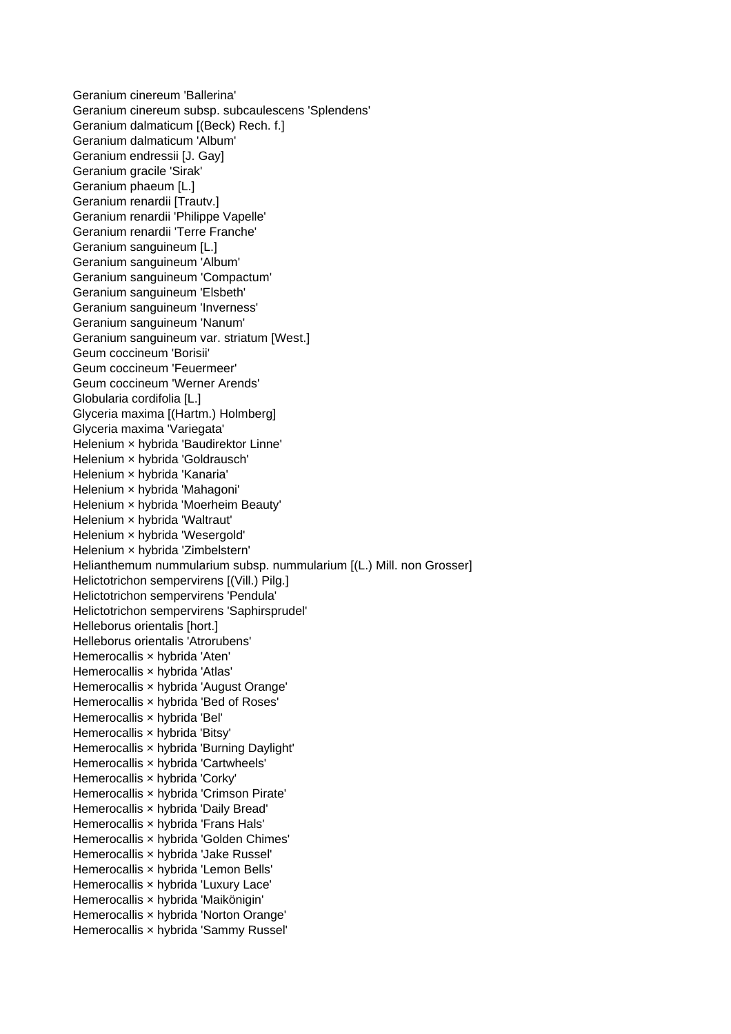Geranium cinereum 'Ballerina'
Geranium cinereum subsp. subcaulescens 'Splendens'
Geranium dalmaticum [(Beck) Rech. f.]
Geranium dalmaticum 'Album'
Geranium endressii [J. Gay]
Geranium gracile 'Sirak'
Geranium phaeum [L.]
Geranium renardii [Trautv.]
Geranium renardii 'Philippe Vapelle'
Geranium renardii 'Terre Franche'
Geranium sanguineum [L.]
Geranium sanguineum 'Album'
Geranium sanguineum 'Compactum'
Geranium sanguineum 'Elsbeth'
Geranium sanguineum 'Inverness'
Geranium sanguineum 'Nanum'
Geranium sanguineum var. striatum [West.]
Geum coccineum 'Borisii'
Geum coccineum 'Feuermeer'
Geum coccineum 'Werner Arends'
Globularia cordifolia [L.]
Glyceria maxima [(Hartm.) Holmberg]
Glyceria maxima 'Variegata'
Helenium × hybrida 'Baudirektor Linne'
Helenium × hybrida 'Goldrausch'
Helenium × hybrida 'Kanaria'
Helenium × hybrida 'Mahagoni'
Helenium × hybrida 'Moerheim Beauty'
Helenium × hybrida 'Waltraut'
Helenium × hybrida 'Wesergold'
Helenium × hybrida 'Zimbelstern'
Helianthemum nummularium subsp. nummularium [(L.) Mill. non Grosser]
Helictotrichon sempervirens [(Vill.) Pilg.]
Helictotrichon sempervirens 'Pendula'
Helictotrichon sempervirens 'Saphirsprudel'
Helleborus orientalis [hort.]
Helleborus orientalis 'Atrorubens'
Hemerocallis × hybrida 'Aten'
Hemerocallis × hybrida 'Atlas'
Hemerocallis × hybrida 'August Orange'
Hemerocallis × hybrida 'Bed of Roses'
Hemerocallis × hybrida 'Bel'
Hemerocallis × hybrida 'Bitsy'
Hemerocallis × hybrida 'Burning Daylight'
Hemerocallis × hybrida 'Cartwheels'
Hemerocallis × hybrida 'Corky'
Hemerocallis × hybrida 'Crimson Pirate'
Hemerocallis × hybrida 'Daily Bread'
Hemerocallis × hybrida 'Frans Hals'
Hemerocallis × hybrida 'Golden Chimes'
Hemerocallis × hybrida 'Jake Russel'
Hemerocallis × hybrida 'Lemon Bells'
Hemerocallis × hybrida 'Luxury Lace'
Hemerocallis × hybrida 'Maikönigin'
Hemerocallis × hybrida 'Norton Orange'
Hemerocallis × hybrida 'Sammy Russel'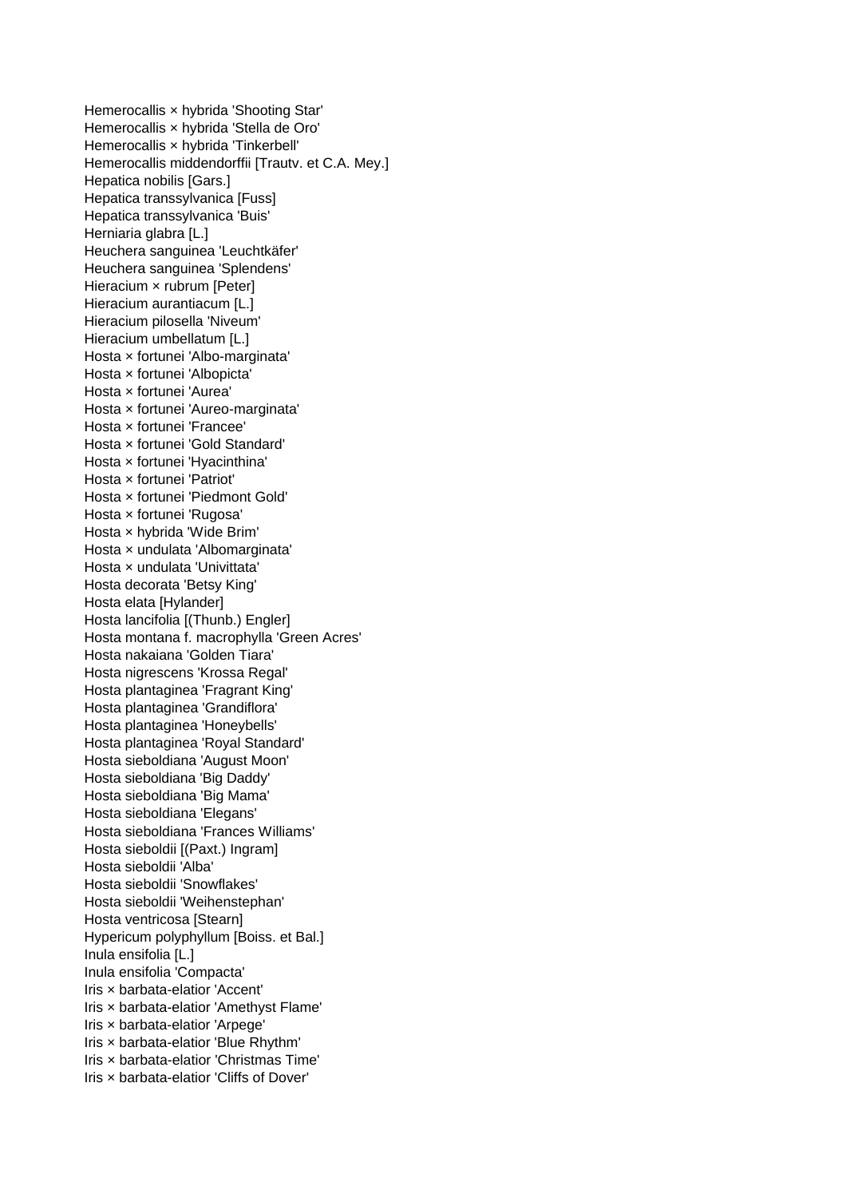Hemerocallis × hybrida 'Shooting Star'
Hemerocallis × hybrida 'Stella de Oro'
Hemerocallis × hybrida 'Tinkerbell'
Hemerocallis middendorffii [Trautv. et C.A. Mey.]
Hepatica nobilis [Gars.]
Hepatica transsylvanica [Fuss]
Hepatica transsylvanica 'Buis'
Herniaria glabra [L.]
Heuchera sanguinea 'Leuchtkäfer'
Heuchera sanguinea 'Splendens'
Hieracium × rubrum [Peter]
Hieracium aurantiacum [L.]
Hieracium pilosella 'Niveum'
Hieracium umbellatum [L.]
Hosta × fortunei 'Albo-marginata'
Hosta × fortunei 'Albopicta'
Hosta × fortunei 'Aurea'
Hosta × fortunei 'Aureo-marginata'
Hosta × fortunei 'Francee'
Hosta × fortunei 'Gold Standard'
Hosta × fortunei 'Hyacinthina'
Hosta × fortunei 'Patriot'
Hosta × fortunei 'Piedmont Gold'
Hosta × fortunei 'Rugosa'
Hosta × hybrida 'Wide Brim'
Hosta × undulata 'Albomarginata'
Hosta × undulata 'Univittata'
Hosta decorata 'Betsy King'
Hosta elata [Hylander]
Hosta lancifolia [(Thunb.) Engler]
Hosta montana f. macrophylla 'Green Acres'
Hosta nakaiana 'Golden Tiara'
Hosta nigrescens 'Krossa Regal'
Hosta plantaginea 'Fragrant King'
Hosta plantaginea 'Grandiflora'
Hosta plantaginea 'Honeybells'
Hosta plantaginea 'Royal Standard'
Hosta sieboldiana 'August Moon'
Hosta sieboldiana 'Big Daddy'
Hosta sieboldiana 'Big Mama'
Hosta sieboldiana 'Elegans'
Hosta sieboldiana 'Frances Williams'
Hosta sieboldii [(Paxt.) Ingram]
Hosta sieboldii 'Alba'
Hosta sieboldii 'Snowflakes'
Hosta sieboldii 'Weihenstephan'
Hosta ventricosa [Stearn]
Hypericum polyphyllum [Boiss. et Bal.]
Inula ensifolia [L.]
Inula ensifolia 'Compacta'
Iris × barbata-elatior 'Accent'
Iris × barbata-elatior 'Amethyst Flame'
Iris × barbata-elatior 'Arpege'
Iris × barbata-elatior 'Blue Rhythm'
Iris × barbata-elatior 'Christmas Time'
Iris × barbata-elatior 'Cliffs of Dover'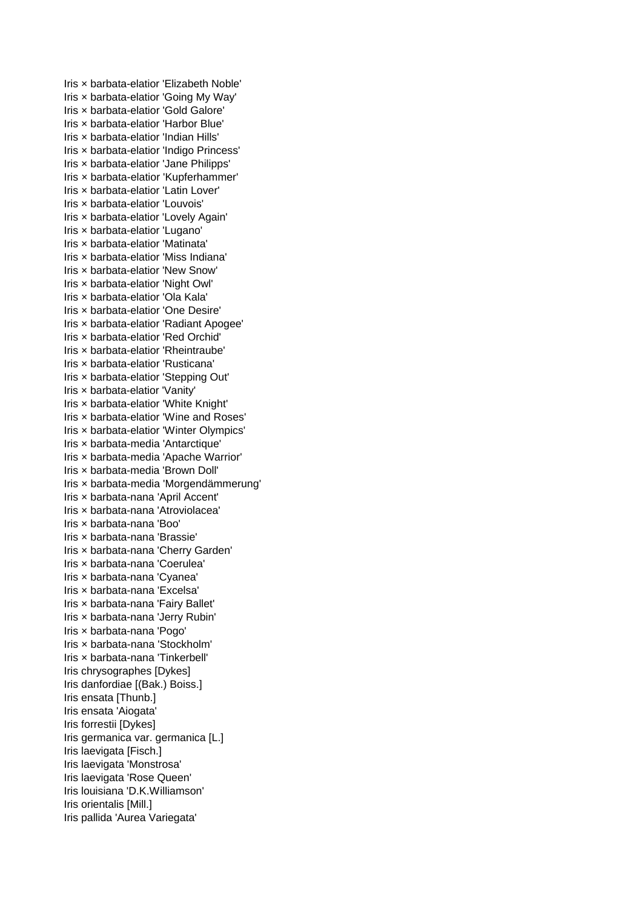Iris × barbata-elatior 'Elizabeth Noble'
Iris × barbata-elatior 'Going My Way'
Iris × barbata-elatior 'Gold Galore'
Iris × barbata-elatior 'Harbor Blue'
Iris × barbata-elatior 'Indian Hills'
Iris × barbata-elatior 'Indigo Princess'
Iris × barbata-elatior 'Jane Philipps'
Iris × barbata-elatior 'Kupferhammer'
Iris × barbata-elatior 'Latin Lover'
Iris × barbata-elatior 'Louvois'
Iris × barbata-elatior 'Lovely Again'
Iris × barbata-elatior 'Lugano'
Iris × barbata-elatior 'Matinata'
Iris × barbata-elatior 'Miss Indiana'
Iris × barbata-elatior 'New Snow'
Iris × barbata-elatior 'Night Owl'
Iris × barbata-elatior 'Ola Kala'
Iris × barbata-elatior 'One Desire'
Iris × barbata-elatior 'Radiant Apogee'
Iris × barbata-elatior 'Red Orchid'
Iris × barbata-elatior 'Rheintraube'
Iris × barbata-elatior 'Rusticana'
Iris × barbata-elatior 'Stepping Out'
Iris × barbata-elatior 'Vanity'
Iris × barbata-elatior 'White Knight'
Iris × barbata-elatior 'Wine and Roses'
Iris × barbata-elatior 'Winter Olympics'
Iris × barbata-media 'Antarctique'
Iris × barbata-media 'Apache Warrior'
Iris × barbata-media 'Brown Doll'
Iris × barbata-media 'Morgendämmerung'
Iris × barbata-nana 'April Accent'
Iris × barbata-nana 'Atroviolacea'
Iris × barbata-nana 'Boo'
Iris × barbata-nana 'Brassie'
Iris × barbata-nana 'Cherry Garden'
Iris × barbata-nana 'Coerulea'
Iris × barbata-nana 'Cyanea'
Iris × barbata-nana 'Excelsa'
Iris × barbata-nana 'Fairy Ballet'
Iris × barbata-nana 'Jerry Rubin'
Iris × barbata-nana 'Pogo'
Iris × barbata-nana 'Stockholm'
Iris × barbata-nana 'Tinkerbell'
Iris chrysographes [Dykes]
Iris danfordiae [(Bak.) Boiss.]
Iris ensata [Thunb.]
Iris ensata 'Aiogata'
Iris forrestii [Dykes]
Iris germanica var. germanica [L.]
Iris laevigata [Fisch.]
Iris laevigata 'Monstrosa'
Iris laevigata 'Rose Queen'
Iris louisiana 'D.K.Williamson'
Iris orientalis [Mill.]
Iris pallida 'Aurea Variegata'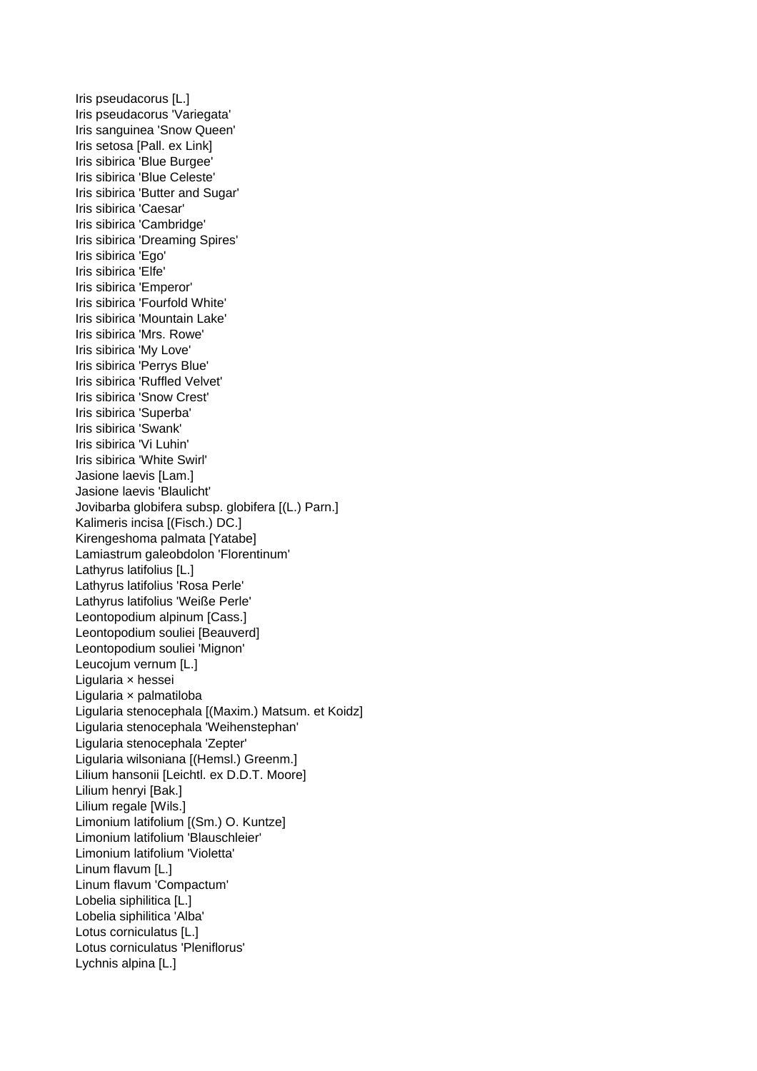Iris pseudacorus [L.]
Iris pseudacorus 'Variegata'
Iris sanguinea 'Snow Queen'
Iris setosa [Pall. ex Link]
Iris sibirica 'Blue Burgee'
Iris sibirica 'Blue Celeste'
Iris sibirica 'Butter and Sugar'
Iris sibirica 'Caesar'
Iris sibirica 'Cambridge'
Iris sibirica 'Dreaming Spires'
Iris sibirica 'Ego'
Iris sibirica 'Elfe'
Iris sibirica 'Emperor'
Iris sibirica 'Fourfold White'
Iris sibirica 'Mountain Lake'
Iris sibirica 'Mrs. Rowe'
Iris sibirica 'My Love'
Iris sibirica 'Perrys Blue'
Iris sibirica 'Ruffled Velvet'
Iris sibirica 'Snow Crest'
Iris sibirica 'Superba'
Iris sibirica 'Swank'
Iris sibirica 'Vi Luhin'
Iris sibirica 'White Swirl'
Jasione laevis [Lam.]
Jasione laevis 'Blaulicht'
Jovibarba globifera subsp. globifera [(L.) Parn.]
Kalimeris incisa [(Fisch.) DC.]
Kirengeshoma palmata [Yatabe]
Lamiastrum galeobdolon 'Florentinum'
Lathyrus latifolius [L.]
Lathyrus latifolius 'Rosa Perle'
Lathyrus latifolius 'Weiße Perle'
Leontopodium alpinum [Cass.]
Leontopodium souliei [Beauverd]
Leontopodium souliei 'Mignon'
Leucojum vernum [L.]
Ligularia × hessei
Ligularia × palmatiloba
Ligularia stenocephala [(Maxim.) Matsum. et Koidz]
Ligularia stenocephala 'Weihenstephan'
Ligularia stenocephala 'Zepter'
Ligularia wilsoniana [(Hemsl.) Greenm.]
Lilium hansonii [Leichtl. ex D.D.T. Moore]
Lilium henryi [Bak.]
Lilium regale [Wils.]
Limonium latifolium [(Sm.) O. Kuntze]
Limonium latifolium 'Blauschleier'
Limonium latifolium 'Violetta'
Linum flavum [L.]
Linum flavum 'Compactum'
Lobelia siphilitica [L.]
Lobelia siphilitica 'Alba'
Lotus corniculatus [L.]
Lotus corniculatus 'Pleniflorus'
Lychnis alpina [L.]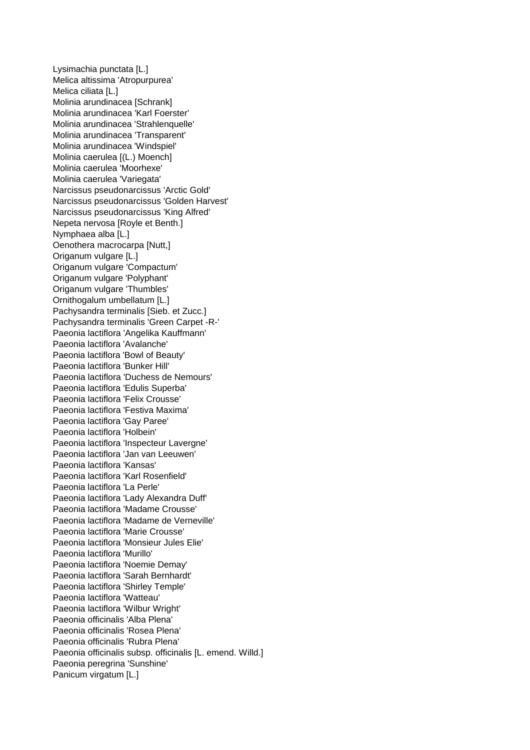Lysimachia punctata [L.]
Melica altissima 'Atropurpurea'
Melica ciliata [L.]
Molinia arundinacea [Schrank]
Molinia arundinacea 'Karl Foerster'
Molinia arundinacea 'Strahlenquelle'
Molinia arundinacea 'Transparent'
Molinia arundinacea 'Windspiel'
Molinia caerulea [(L.) Moench]
Molinia caerulea 'Moorhexe'
Molinia caerulea 'Variegata'
Narcissus pseudonarcissus 'Arctic Gold'
Narcissus pseudonarcissus 'Golden Harvest'
Narcissus pseudonarcissus 'King Alfred'
Nepeta nervosa [Royle et Benth.]
Nymphaea alba [L.]
Oenothera macrocarpa [Nutt,]
Origanum vulgare [L.]
Origanum vulgare 'Compactum'
Origanum vulgare 'Polyphant'
Origanum vulgare 'Thumbles'
Ornithogalum umbellatum [L.]
Pachysandra terminalis [Sieb. et Zucc.]
Pachysandra terminalis 'Green Carpet -R-'
Paeonia lactiflora 'Angelika Kauffmann'
Paeonia lactiflora 'Avalanche'
Paeonia lactiflora 'Bowl of Beauty'
Paeonia lactiflora 'Bunker Hill'
Paeonia lactiflora 'Duchess de Nemours'
Paeonia lactiflora 'Edulis Superba'
Paeonia lactiflora 'Felix Crousse'
Paeonia lactiflora 'Festiva Maxima'
Paeonia lactiflora 'Gay Paree'
Paeonia lactiflora 'Holbein'
Paeonia lactiflora 'Inspecteur Lavergne'
Paeonia lactiflora 'Jan van Leeuwen'
Paeonia lactiflora 'Kansas'
Paeonia lactiflora 'Karl Rosenfield'
Paeonia lactiflora 'La Perle'
Paeonia lactiflora 'Lady Alexandra Duff'
Paeonia lactiflora 'Madame Crousse'
Paeonia lactiflora 'Madame de Verneville'
Paeonia lactiflora 'Marie Crousse'
Paeonia lactiflora 'Monsieur Jules Elie'
Paeonia lactiflora 'Murillo'
Paeonia lactiflora 'Noemie Demay'
Paeonia lactiflora 'Sarah Bernhardt'
Paeonia lactiflora 'Shirley Temple'
Paeonia lactiflora 'Watteau'
Paeonia lactiflora 'Wilbur Wright'
Paeonia officinalis 'Alba Plena'
Paeonia officinalis 'Rosea Plena'
Paeonia officinalis 'Rubra Plena'
Paeonia officinalis subsp. officinalis [L. emend. Willd.]
Paeonia peregrina 'Sunshine'
Panicum virgatum [L.]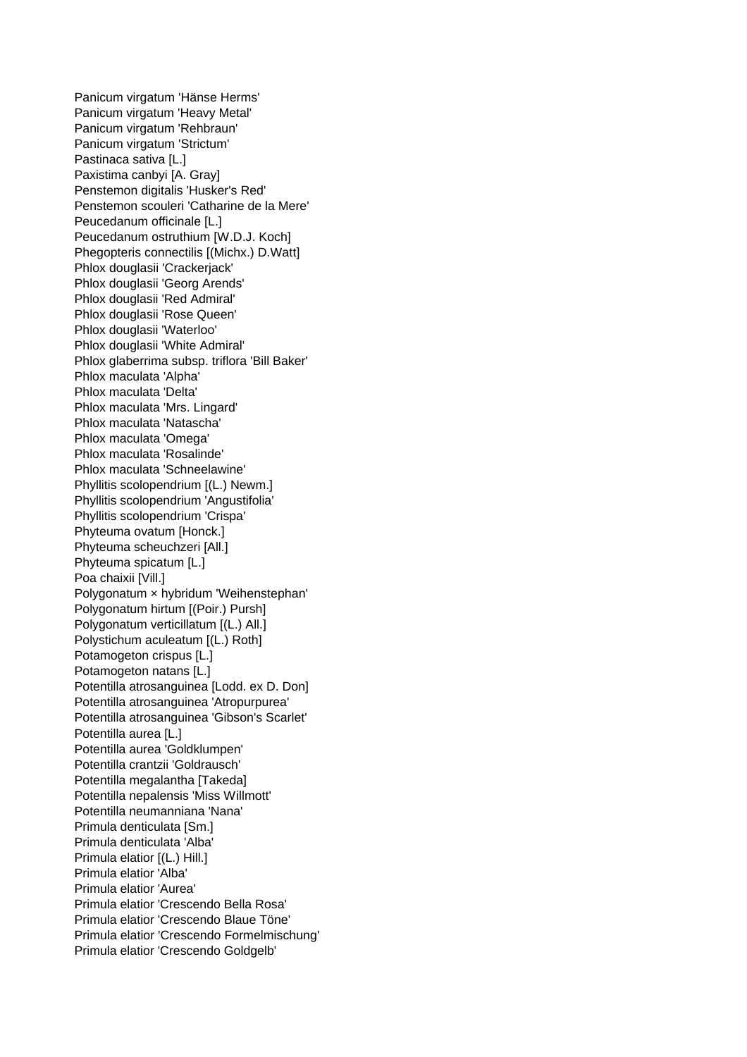Panicum virgatum 'Hänse Herms'
Panicum virgatum 'Heavy Metal'
Panicum virgatum 'Rehbraun'
Panicum virgatum 'Strictum'
Pastinaca sativa [L.]
Paxistima canbyi [A. Gray]
Penstemon digitalis 'Husker's Red'
Penstemon scouleri 'Catharine de la Mere'
Peucedanum officinale [L.]
Peucedanum ostruthium [W.D.J. Koch]
Phegopteris connectilis [(Michx.) D.Watt]
Phlox douglasii 'Crackerjack'
Phlox douglasii 'Georg Arends'
Phlox douglasii 'Red Admiral'
Phlox douglasii 'Rose Queen'
Phlox douglasii 'Waterloo'
Phlox douglasii 'White Admiral'
Phlox glaberrima subsp. triflora 'Bill Baker'
Phlox maculata 'Alpha'
Phlox maculata 'Delta'
Phlox maculata 'Mrs. Lingard'
Phlox maculata 'Natascha'
Phlox maculata 'Omega'
Phlox maculata 'Rosalinde'
Phlox maculata 'Schneelawine'
Phyllitis scolopendrium [(L.) Newm.]
Phyllitis scolopendrium 'Angustifolia'
Phyllitis scolopendrium 'Crispa'
Phyteuma ovatum [Honck.]
Phyteuma scheuchzeri [All.]
Phyteuma spicatum [L.]
Poa chaixii [Vill.]
Polygonatum × hybridum 'Weihenstephan'
Polygonatum hirtum [(Poir.) Pursh]
Polygonatum verticillatum [(L.) All.]
Polystichum aculeatum [(L.) Roth]
Potamogeton crispus [L.]
Potamogeton natans [L.]
Potentilla atrosanguinea [Lodd. ex D. Don]
Potentilla atrosanguinea 'Atropurpurea'
Potentilla atrosanguinea 'Gibson's Scarlet'
Potentilla aurea [L.]
Potentilla aurea 'Goldklumpen'
Potentilla crantzii 'Goldrausch'
Potentilla megalantha [Takeda]
Potentilla nepalensis 'Miss Willmott'
Potentilla neumanniana 'Nana'
Primula denticulata [Sm.]
Primula denticulata 'Alba'
Primula elatior [(L.) Hill.]
Primula elatior 'Alba'
Primula elatior 'Aurea'
Primula elatior 'Crescendo Bella Rosa'
Primula elatior 'Crescendo Blaue Töne'
Primula elatior 'Crescendo Formelmischung'
Primula elatior 'Crescendo Goldgelb'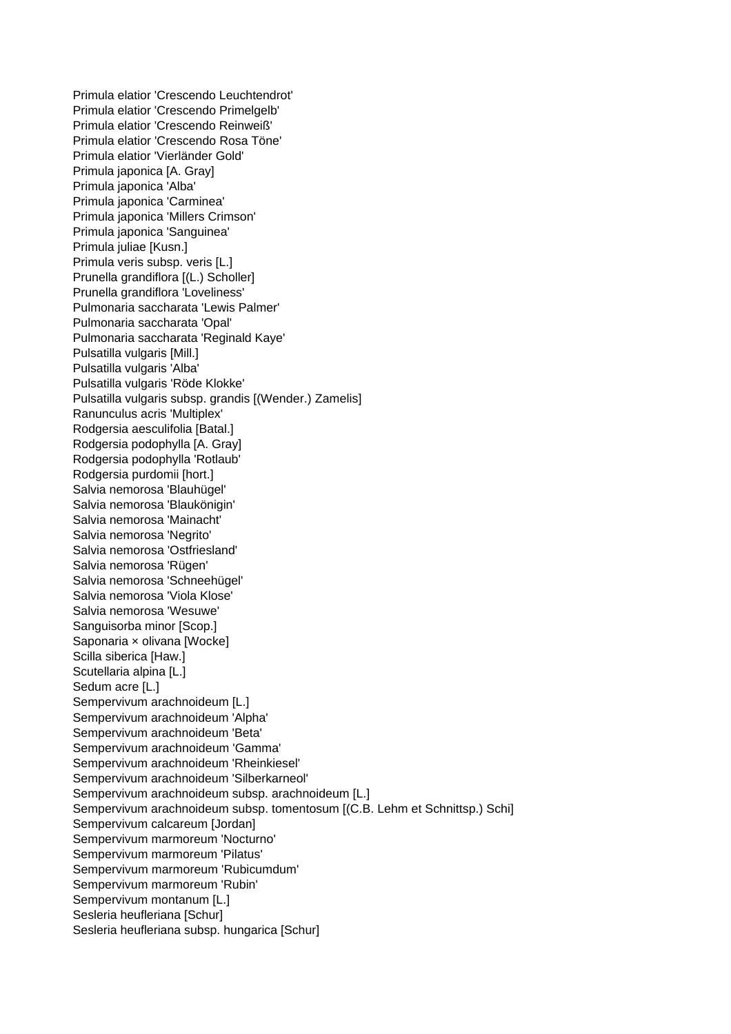Primula elatior 'Crescendo Leuchtendrot'
Primula elatior 'Crescendo Primelgelb'
Primula elatior 'Crescendo Reinweiß'
Primula elatior 'Crescendo Rosa Töne'
Primula elatior 'Vierländer Gold'
Primula japonica [A. Gray]
Primula japonica 'Alba'
Primula japonica 'Carminea'
Primula japonica 'Millers Crimson'
Primula japonica 'Sanguinea'
Primula juliae [Kusn.]
Primula veris subsp. veris [L.]
Prunella grandiflora [(L.) Scholler]
Prunella grandiflora 'Loveliness'
Pulmonaria saccharata 'Lewis Palmer'
Pulmonaria saccharata 'Opal'
Pulmonaria saccharata 'Reginald Kaye'
Pulsatilla vulgaris [Mill.]
Pulsatilla vulgaris 'Alba'
Pulsatilla vulgaris 'Röde Klokke'
Pulsatilla vulgaris subsp. grandis [(Wender.) Zamelis]
Ranunculus acris 'Multiplex'
Rodgersia aesculifolia [Batal.]
Rodgersia podophylla [A. Gray]
Rodgersia podophylla 'Rotlaub'
Rodgersia purdomii [hort.]
Salvia nemorosa 'Blauhügel'
Salvia nemorosa 'Blaukönigin'
Salvia nemorosa 'Mainacht'
Salvia nemorosa 'Negrito'
Salvia nemorosa 'Ostfriesland'
Salvia nemorosa 'Rügen'
Salvia nemorosa 'Schneehügel'
Salvia nemorosa 'Viola Klose'
Salvia nemorosa 'Wesuwe'
Sanguisorba minor [Scop.]
Saponaria × olivana [Wocke]
Scilla siberica [Haw.]
Scutellaria alpina [L.]
Sedum acre [L.]
Sempervivum arachnoideum [L.]
Sempervivum arachnoideum 'Alpha'
Sempervivum arachnoideum 'Beta'
Sempervivum arachnoideum 'Gamma'
Sempervivum arachnoideum 'Rheinkiesel'
Sempervivum arachnoideum 'Silberkarneol'
Sempervivum arachnoideum subsp. arachnoideum [L.]
Sempervivum arachnoideum subsp. tomentosum [(C.B. Lehm et Schnittsp.) Schi]
Sempervivum calcareum [Jordan]
Sempervivum marmoreum 'Nocturno'
Sempervivum marmoreum 'Pilatus'
Sempervivum marmoreum 'Rubicumdum'
Sempervivum marmoreum 'Rubin'
Sempervivum montanum [L.]
Sesleria heufleriana [Schur]
Sesleria heufleriana subsp. hungarica [Schur]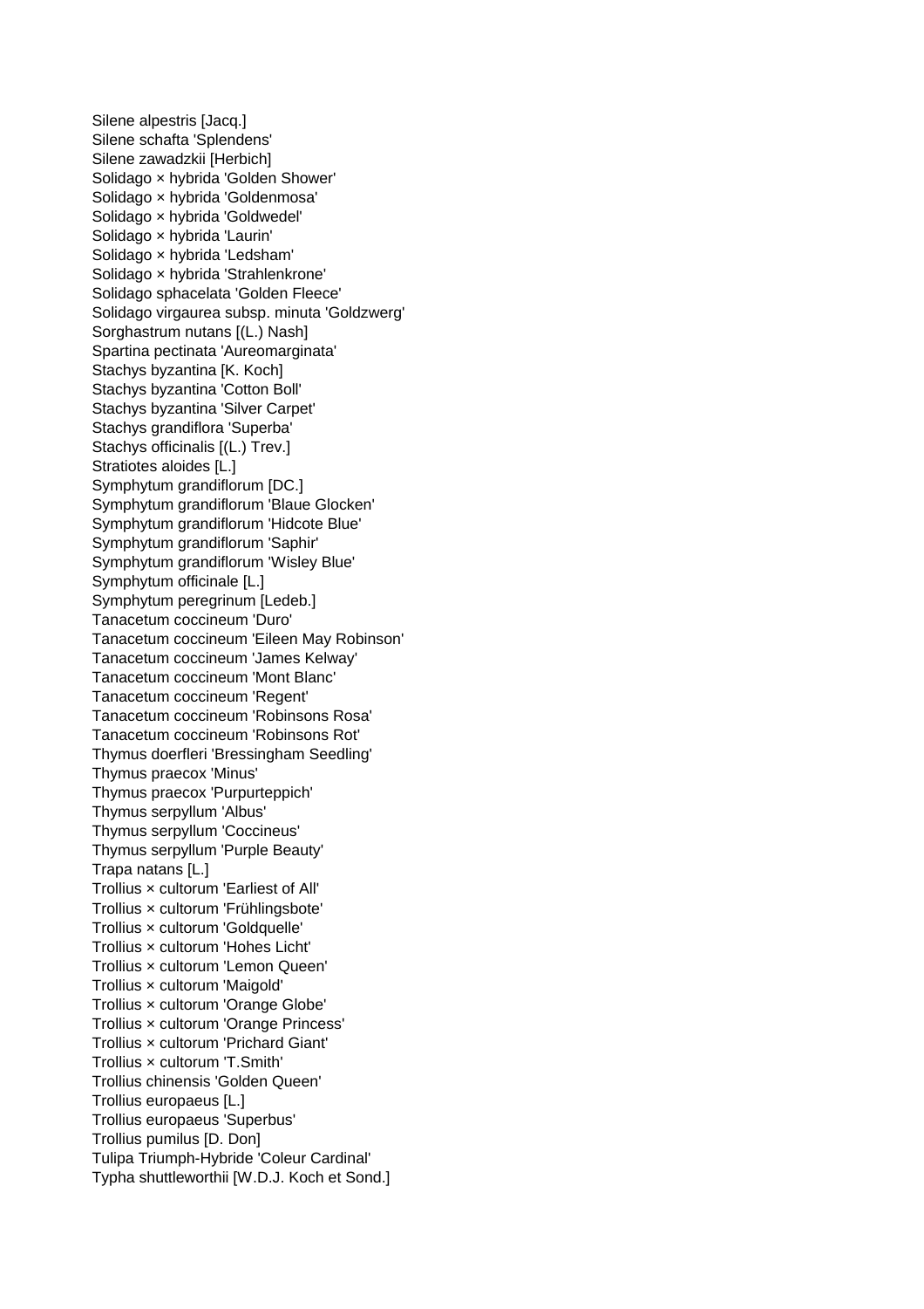Silene alpestris [Jacq.]
Silene schafta 'Splendens'
Silene zawadzkii [Herbich]
Solidago × hybrida 'Golden Shower'
Solidago × hybrida 'Goldenmosa'
Solidago × hybrida 'Goldwedel'
Solidago × hybrida 'Laurin'
Solidago × hybrida 'Ledsham'
Solidago × hybrida 'Strahlenkrone'
Solidago sphacelata 'Golden Fleece'
Solidago virgaurea subsp. minuta 'Goldzwerg'
Sorghastrum nutans [(L.) Nash]
Spartina pectinata 'Aureomarginata'
Stachys byzantina [K. Koch]
Stachys byzantina 'Cotton Boll'
Stachys byzantina 'Silver Carpet'
Stachys grandiflora 'Superba'
Stachys officinalis [(L.) Trev.]
Stratiotes aloides [L.]
Symphytum grandiflorum [DC.]
Symphytum grandiflorum 'Blaue Glocken'
Symphytum grandiflorum 'Hidcote Blue'
Symphytum grandiflorum 'Saphir'
Symphytum grandiflorum 'Wisley Blue'
Symphytum officinale [L.]
Symphytum peregrinum [Ledeb.]
Tanacetum coccineum 'Duro'
Tanacetum coccineum 'Eileen May Robinson'
Tanacetum coccineum 'James Kelway'
Tanacetum coccineum 'Mont Blanc'
Tanacetum coccineum 'Regent'
Tanacetum coccineum 'Robinsons Rosa'
Tanacetum coccineum 'Robinsons Rot'
Thymus doerfleri 'Bressingham Seedling'
Thymus praecox 'Minus'
Thymus praecox 'Purpurteppich'
Thymus serpyllum 'Albus'
Thymus serpyllum 'Coccineus'
Thymus serpyllum 'Purple Beauty'
Trapa natans [L.]
Trollius × cultorum 'Earliest of All'
Trollius × cultorum 'Frühlingsbote'
Trollius × cultorum 'Goldquelle'
Trollius × cultorum 'Hohes Licht'
Trollius × cultorum 'Lemon Queen'
Trollius × cultorum 'Maigold'
Trollius × cultorum 'Orange Globe'
Trollius × cultorum 'Orange Princess'
Trollius × cultorum 'Prichard Giant'
Trollius × cultorum 'T.Smith'
Trollius chinensis 'Golden Queen'
Trollius europaeus [L.]
Trollius europaeus 'Superbus'
Trollius pumilus [D. Don]
Tulipa Triumph-Hybride 'Coleur Cardinal'
Typha shuttleworthii [W.D.J. Koch et Sond.]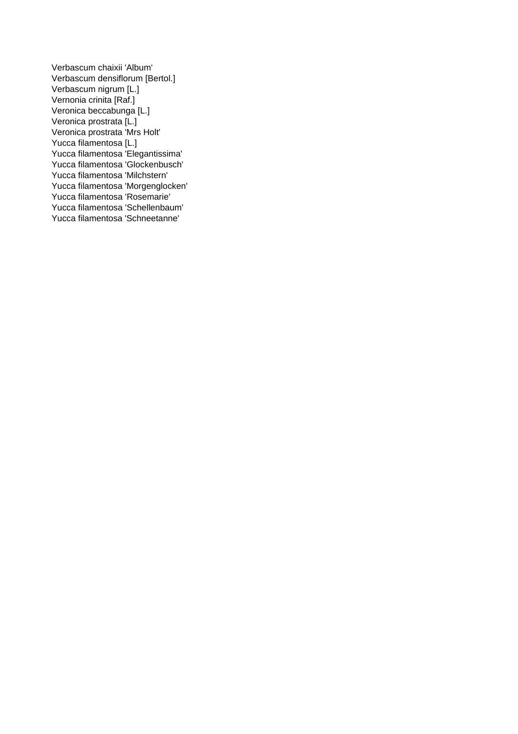Verbascum chaixii 'Album'
Verbascum densiflorum [Bertol.]
Verbascum nigrum [L.]
Vernonia crinita [Raf.]
Veronica beccabunga [L.]
Veronica prostrata [L.]
Veronica prostrata 'Mrs Holt'
Yucca filamentosa [L.]
Yucca filamentosa 'Elegantissima'
Yucca filamentosa 'Glockenbusch'
Yucca filamentosa 'Milchstern'
Yucca filamentosa 'Morgenglocken'
Yucca filamentosa 'Rosemarie'
Yucca filamentosa 'Schellenbaum'
Yucca filamentosa 'Schneetanne'